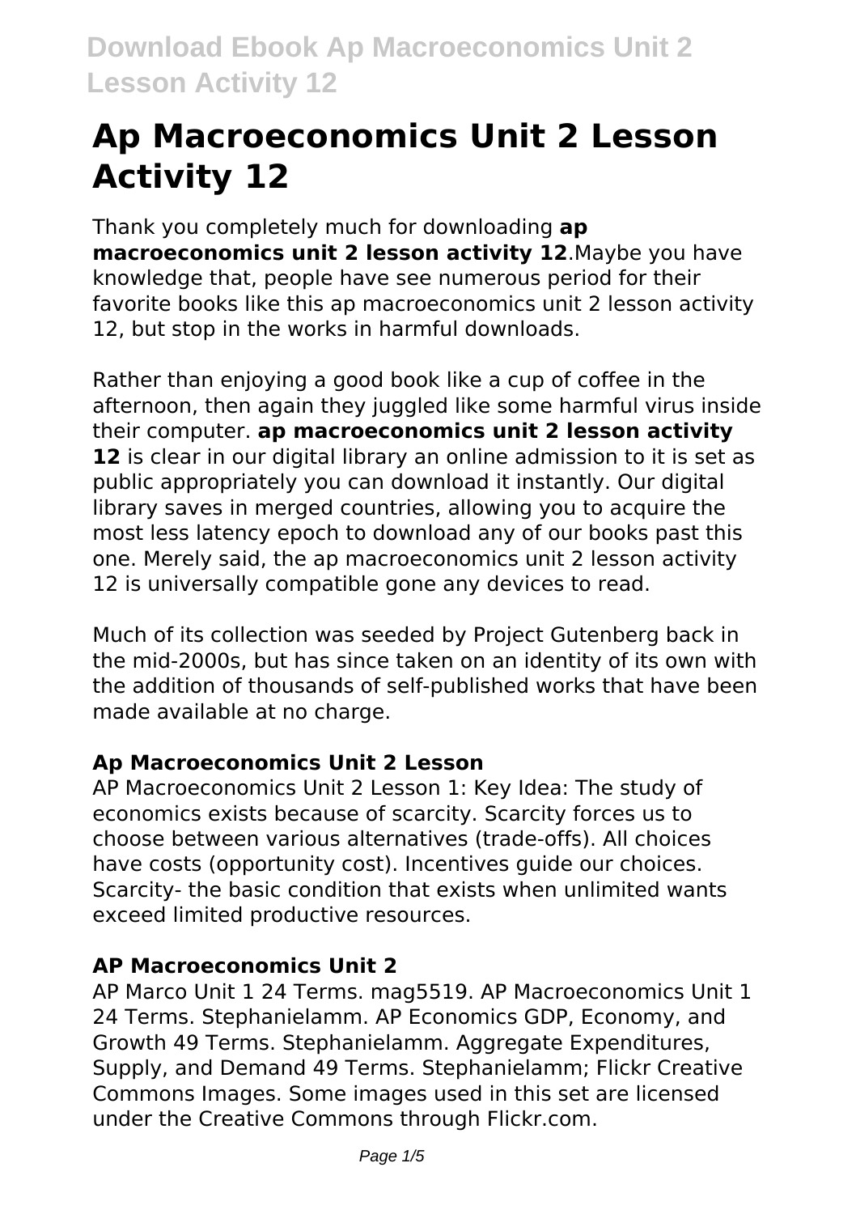# Ap Macroeconomics Unit 2 Lesson Activity 12

Thank you completely much for downloading **ap macroeconomics unit 2 lesson activity 12**.Maybe you have knowledge that, people have see numerous period for their favorite books like this ap macroeconomics unit 2 lesson activity 12, but stop in the works in harmful downloads.

Rather than enjoying a good book like a cup of coffee in the afternoon, then again they juggled like some harmful virus inside their computer. **ap macroeconomics unit 2 lesson activity 12** is clear in our digital library an online admission to it is set as public appropriately you can download it instantly. Our digital library saves in merged countries, allowing you to acquire the most less latency epoch to download any of our books past this one. Merely said, the ap macroeconomics unit 2 lesson activity 12 is universally compatible gone any devices to read.

Much of its collection was seeded by Project Gutenberg back in the mid-2000s, but has since taken on an identity of its own with the addition of thousands of self-published works that have been made available at no charge.

### Ap Macroeconomics Unit 2 Lesson

AP Macroeconomics Unit 2 Lesson 1: Key Idea: The study of economics exists because of scarcity. Scarcity forces us to choose between various alternatives (trade-offs). All choices have costs (opportunity cost). Incentives guide our choices. Scarcity- the basic condition that exists when unlimited wants exceed limited productive resources.

### AP Macroeconomics Unit 2

AP Marco Unit 1 24 Terms. mag5519. AP Macroeconomics Unit 1 24 Terms. Stephanielamm. AP Economics GDP, Economy, and Growth 49 Terms. Stephanielamm. Aggregate Expenditures, Supply, and Demand 49 Terms. Stephanielamm; Flickr Creative Commons Images. Some images used in this set are licensed under the Creative Commons through Flickr.com.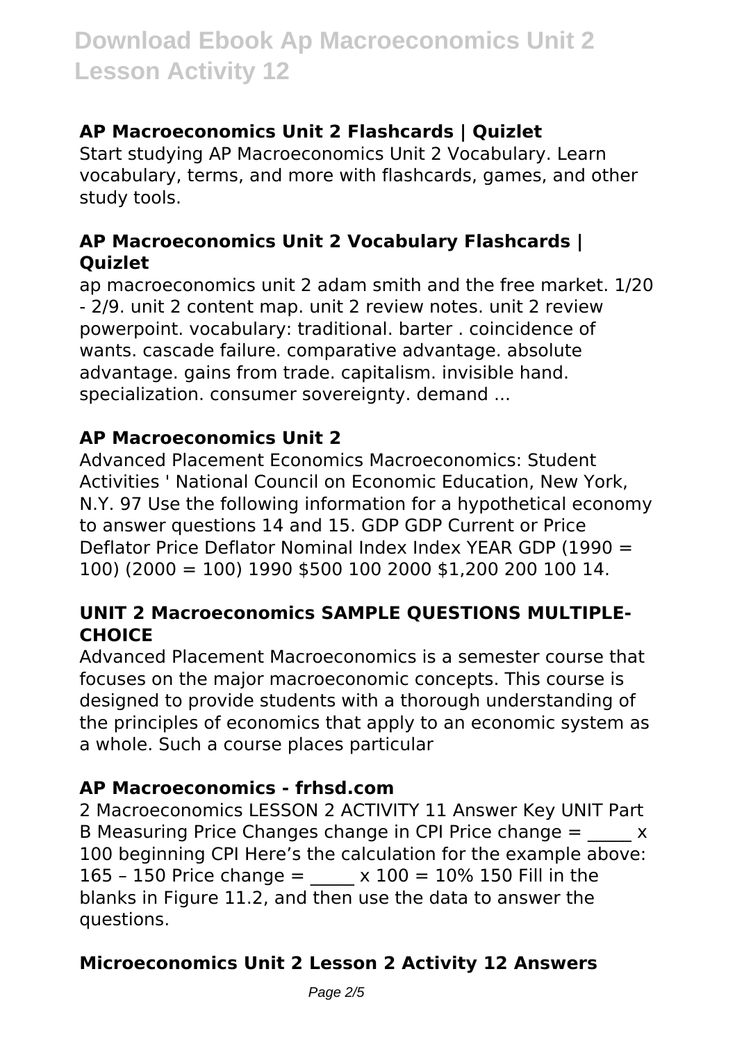### AP Macroeconomics Unit 2 Flashcards | Quizlet

Start studying AP Macroeconomics Unit 2 Vocabulary. Learn vocabulary, terms, and more with flashcards, games, and other study tools.

### AP Macroeconomics Unit 2 Vocabulary Flashcards | Quizlet

ap macroeconomics unit 2 adam smith and the free market. 1/20 - 2/9. unit 2 content map. unit 2 review notes. unit 2 review powerpoint. vocabulary: traditional. barter . coincidence of wants. cascade failure. comparative advantage. absolute advantage. gains from trade. capitalism. invisible hand. specialization. consumer sovereignty. demand ...

### AP Macroeconomics Unit 2

Advanced Placement Economics Macroeconomics: Student Activities ' National Council on Economic Education, New York, N.Y. 97 Use the following information for a hypothetical economy to answer questions 14 and 15. GDP GDP Current or Price Deflator Price Deflator Nominal Index Index YEAR GDP (1990 = 100) (2000 = 100) 1990 $500 100 2000 $1,200 200 100 14.

### UNIT 2 Macroeconomics SAMPLE QUESTIONS MULTIPLE-CHOICE

Advanced Placement Macroeconomics is a semester course that focuses on the major macroeconomic concepts. This course is designed to provide students with a thorough understanding of the principles of economics that apply to an economic system as a whole. Such a course places particular

### AP Macroeconomics - frhsd.com

2 Macroeconomics LESSON 2 ACTIVITY 11 Answer Key UNIT Part B Measuring Price Changes change in CPI Price change = _____ x 100 beginning CPI Here's the calculation for the example above: 165 – 150 Price change = _____ x 100 = 10% 150 Fill in the blanks in Figure 11.2, and then use the data to answer the questions.

### Microeconomics Unit 2 Lesson 2 Activity 12 Answers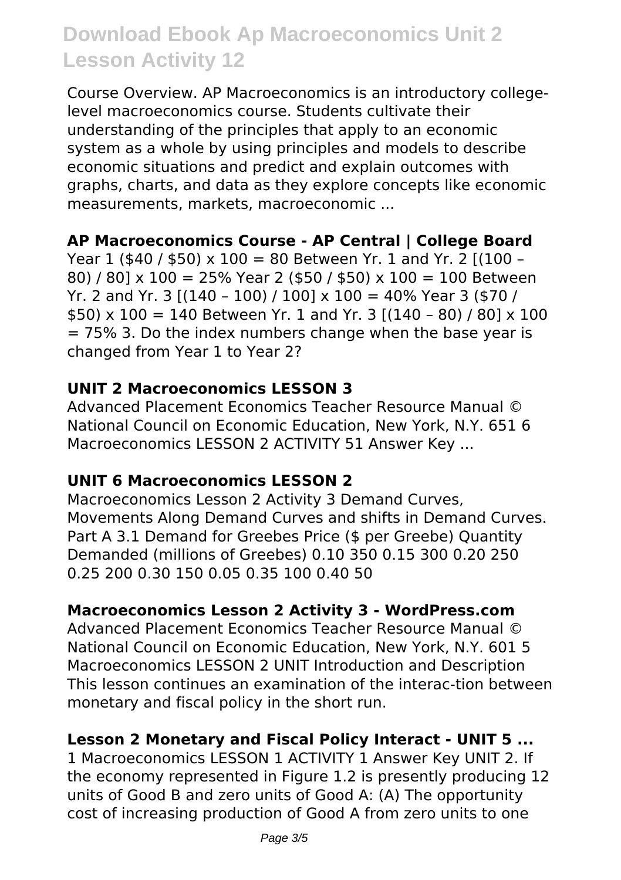Course Overview. AP Macroeconomics is an introductory college-level macroeconomics course. Students cultivate their understanding of the principles that apply to an economic system as a whole by using principles and models to describe economic situations and predict and explain outcomes with graphs, charts, and data as they explore concepts like economic measurements, markets, macroeconomic ...

## AP Macroeconomics Course - AP Central | College Board

Year 1 ($40 / $50) x 100 = 80 Between Yr. 1 and Yr. 2 [(100 – 80) / 80] x 100 = 25% Year 2 ($50 / $50) x 100 = 100 Between Yr. 2 and Yr. 3 [(140 – 100) / 100] x 100 = 40% Year 3 ($70 / $50) x 100 = 140 Between Yr. 1 and Yr. 3 [(140 – 80) / 80] x 100 = 75% 3. Do the index numbers change when the base year is changed from Year 1 to Year 2?

## UNIT 2 Macroeconomics LESSON 3

Advanced Placement Economics Teacher Resource Manual © National Council on Economic Education, New York, N.Y. 651 6 Macroeconomics LESSON 2 ACTIVITY 51 Answer Key ...

## UNIT 6 Macroeconomics LESSON 2

Macroeconomics Lesson 2 Activity 3 Demand Curves, Movements Along Demand Curves and shifts in Demand Curves. Part A 3.1 Demand for Greebes Price ($ per Greebe) Quantity Demanded (millions of Greebes) 0.10 350 0.15 300 0.20 250 0.25 200 0.30 150 0.05 0.35 100 0.40 50

## Macroeconomics Lesson 2 Activity 3 - WordPress.com

Advanced Placement Economics Teacher Resource Manual © National Council on Economic Education, New York, N.Y. 601 5 Macroeconomics LESSON 2 UNIT Introduction and Description This lesson continues an examination of the interac-tion between monetary and fiscal policy in the short run.

## Lesson 2 Monetary and Fiscal Policy Interact - UNIT 5 ...

1 Macroeconomics LESSON 1 ACTIVITY 1 Answer Key UNIT 2. If the economy represented in Figure 1.2 is presently producing 12 units of Good B and zero units of Good A: (A) The opportunity cost of increasing production of Good A from zero units to one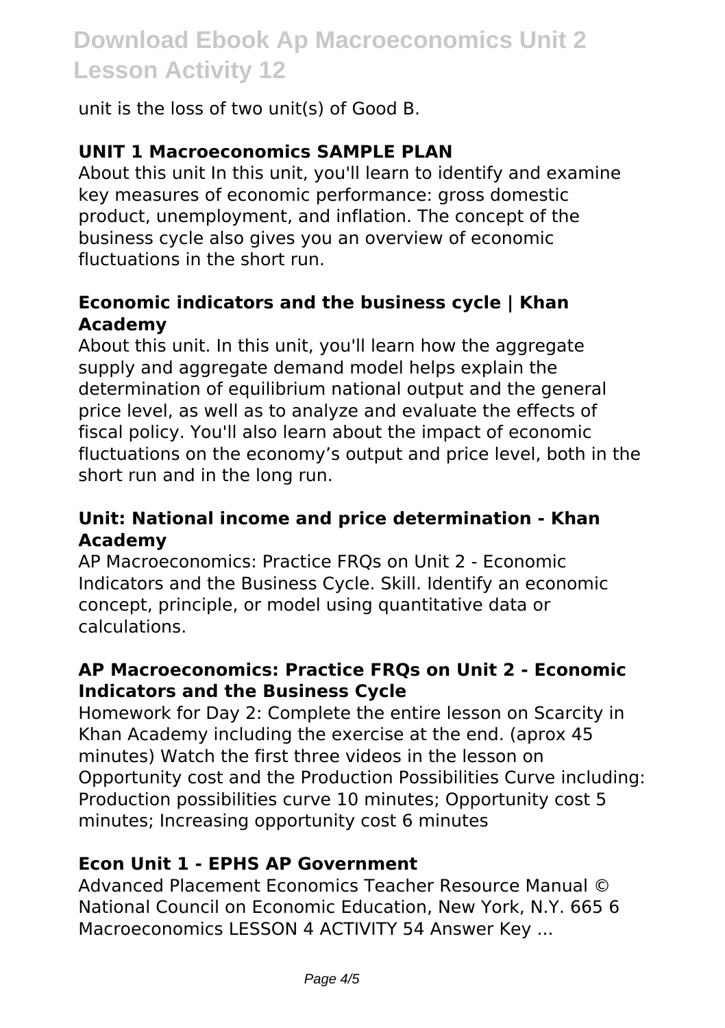unit is the loss of two unit(s) of Good B.

### UNIT 1 Macroeconomics SAMPLE PLAN

About this unit In this unit, you'll learn to identify and examine key measures of economic performance: gross domestic product, unemployment, and inflation. The concept of the business cycle also gives you an overview of economic fluctuations in the short run.

### Economic indicators and the business cycle | Khan Academy

About this unit. In this unit, you'll learn how the aggregate supply and aggregate demand model helps explain the determination of equilibrium national output and the general price level, as well as to analyze and evaluate the effects of fiscal policy. You'll also learn about the impact of economic fluctuations on the economy's output and price level, both in the short run and in the long run.

### Unit: National income and price determination - Khan Academy

AP Macroeconomics: Practice FRQs on Unit 2 - Economic Indicators and the Business Cycle. Skill. Identify an economic concept, principle, or model using quantitative data or calculations.

### AP Macroeconomics: Practice FRQs on Unit 2 - Economic Indicators and the Business Cycle

Homework for Day 2: Complete the entire lesson on Scarcity in Khan Academy including the exercise at the end. (aprox 45 minutes) Watch the first three videos in the lesson on Opportunity cost and the Production Possibilities Curve including: Production possibilities curve 10 minutes; Opportunity cost 5 minutes; Increasing opportunity cost 6 minutes

### Econ Unit 1 - EPHS AP Government

Advanced Placement Economics Teacher Resource Manual © National Council on Economic Education, New York, N.Y. 665 6 Macroeconomics LESSON 4 ACTIVITY 54 Answer Key ...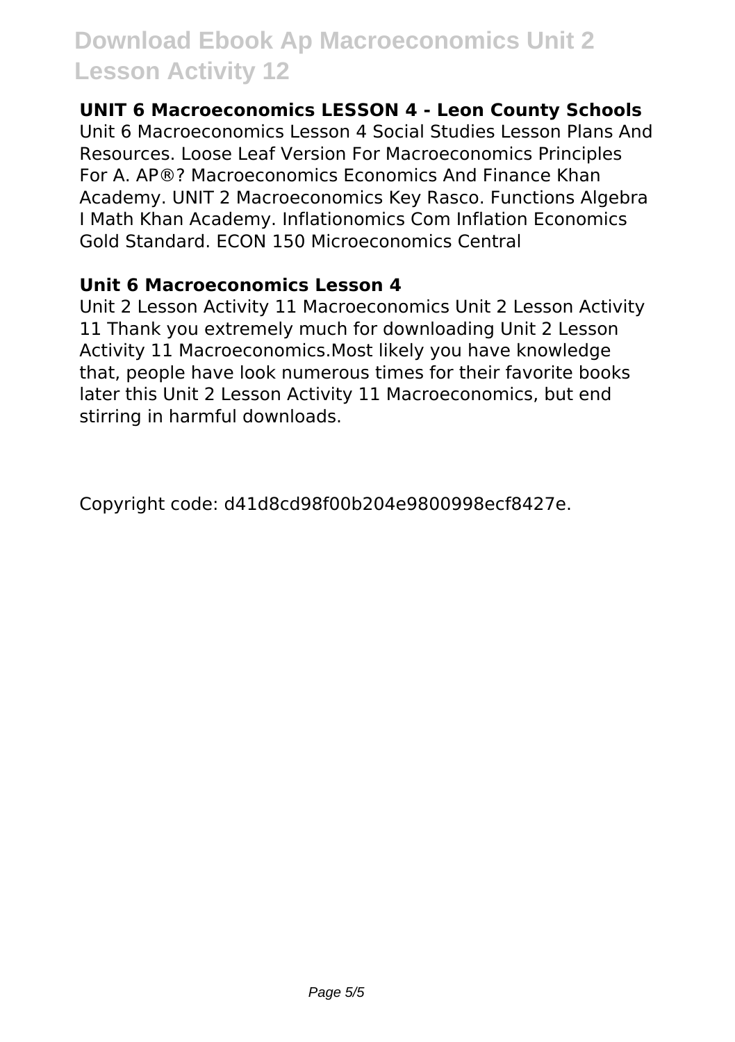**UNIT 6 Macroeconomics LESSON 4 - Leon County Schools**

Unit 6 Macroeconomics Lesson 4 Social Studies Lesson Plans And Resources. Loose Leaf Version For Macroeconomics Principles For A. AP®? Macroeconomics Economics And Finance Khan Academy. UNIT 2 Macroeconomics Key Rasco. Functions Algebra I Math Khan Academy. Inflationomics Com Inflation Economics Gold Standard. ECON 150 Microeconomics Central

**Unit 6 Macroeconomics Lesson 4**

Unit 2 Lesson Activity 11 Macroeconomics Unit 2 Lesson Activity 11 Thank you extremely much for downloading Unit 2 Lesson Activity 11 Macroeconomics.Most likely you have knowledge that, people have look numerous times for their favorite books later this Unit 2 Lesson Activity 11 Macroeconomics, but end stirring in harmful downloads.

Copyright code: d41d8cd98f00b204e9800998ecf8427e.